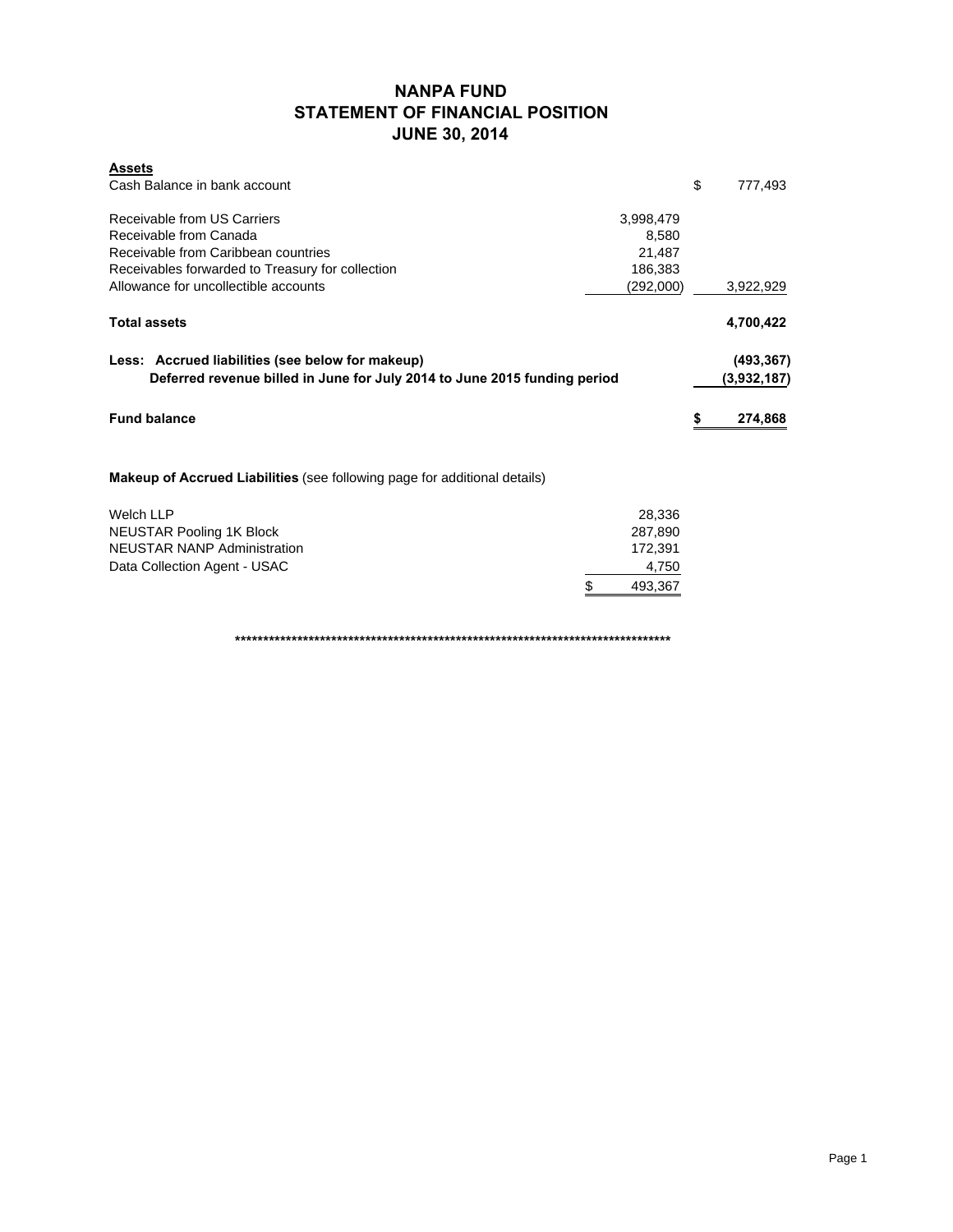# NANPA FUND
## STATEMENT OF FINANCIAL POSITION
## JUNE 30, 2014

| **Assets** | | |
|---|---|---|
| Cash Balance in bank account | | $ 777,493 |
| | | |
| Receivable from US Carriers | 3,998,479 | |
| Receivable from Canada | 8,580 | |
| Receivable from Caribbean countries | 21,487 | |
| Receivables forwarded to Treasury for collection | 186,383 | |
| Allowance for uncollectible accounts | (292,000) | 3,922,929 |
| | | |
| **Total assets** | | **4,700,422** |
| | | |
| **Less: Accrued liabilities (see below for makeup)** | | **(493,367)** |
| **Deferred revenue billed in June for July 2014 to June 2015 funding period** | | **(3,932,187)** |
| | | |
| **Fund balance** | | **$ 274,868** |

**Makeup of Accrued Liabilities** (see following page for additional details)

| | |
|---|---|
| Welch LLP | 28,336 |
| NEUSTAR Pooling 1K Block | 287,890 |
| NEUSTAR NANP Administration | 172,391 |
| Data Collection Agent - USAC | 4,750 |
| | $ 493,367 |

*******************************************************************************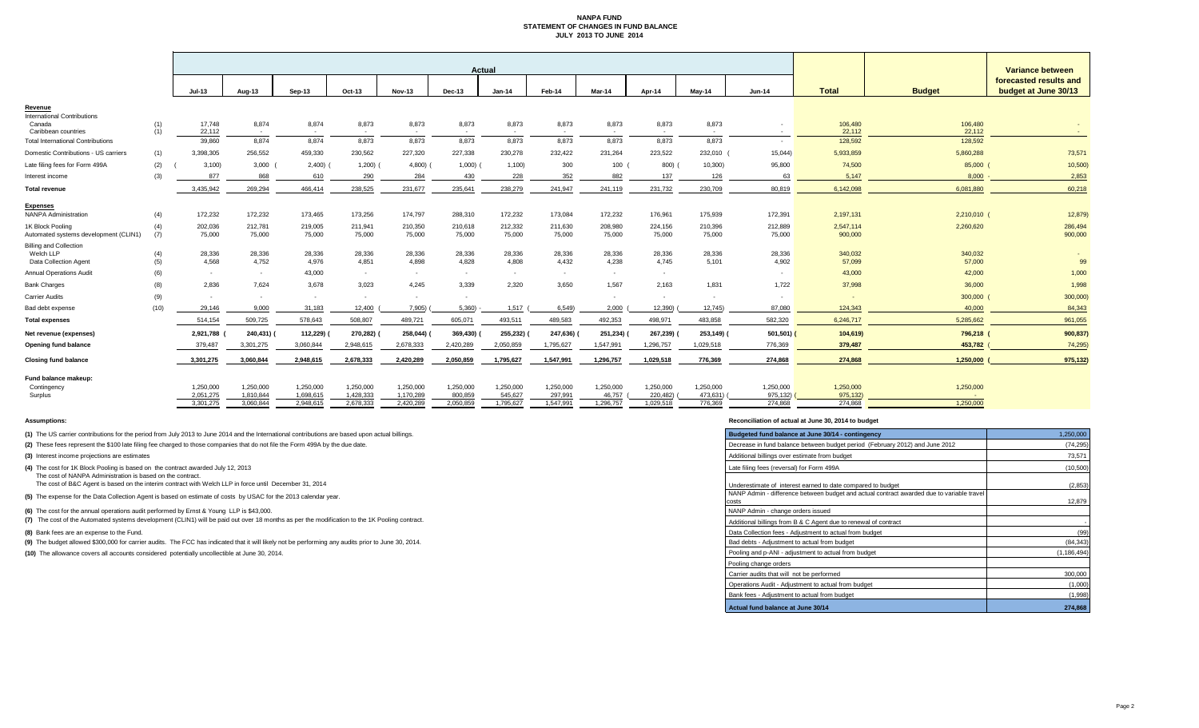# NANPA FUND
## STATEMENT OF CHANGES IN FUND BALANCE
## JULY 2013 TO JUNE 2014

| | | Actual | | | | | | | | | | | | Total | Budget | Variance between forecasted results and budget at June 30/13 |
|---|---|---|---|---|---|---|---|---|---|---|---|---|---|---|---|---|
| | | Jul-13 | Aug-13 | Sep-13 | Oct-13 | Nov-13 | Dec-13 | Jan-14 | Feb-14 | Mar-14 | Apr-14 | May-14 | Jun-14 | | | |
| **Revenue** | | | | | | | | | | | | | | | | |
| International Contributions | | | | | | | | | | | | | | | | |
| Canada | (1) | 17,748 | 8,874 | 8,874 | 8,873 | 8,873 | 8,873 | 8,873 | 8,873 | 8,873 | 8,873 | 8,873 | - | 106,480 | 106,480 | - |
| Caribbean countries | (1) | 22,112 | - | - | - | - | - | - | - | - | - | - | - | 22,112 | 22,112 | - |
| Total International Contributions | | 39,860 | 8,874 | 8,874 | 8,873 | 8,873 | 8,873 | 8,873 | 8,873 | 8,873 | 8,873 | 8,873 | - | 128,592 | 128,592 | - |
| Domestic Contributions - US carriers | (1) | 3,398,305 | 256,552 | 459,330 | 230,562 | 227,320 | 227,338 | 230,278 | 232,422 | 231,264 | 223,522 | 232,010 | (15,044) | 5,933,859 | 5,860,288 | 73,571 |
| Late filing fees for Form 499A | (2) | (3,100) | 3,000 | (2,400) | (1,200) | (4,800) | (1,000) | (1,100) | 300 | 100 | (800) | (10,300) | 95,800 | 74,500 | 85,000 | (10,500) |
| Interest income | (3) | 877 | 868 | 610 | 290 | 284 | 430 | 228 | 352 | 882 | 137 | 126 | 63 | 5,147 | 8,000 | -2,853 |
| **Total revenue** | | 3,435,942 | 269,294 | 466,414 | 238,525 | 231,677 | 235,641 | 238,279 | 241,947 | 241,119 | 231,732 | 230,709 | 80,819 | 6,142,098 | 6,081,880 | 60,218 |
| **Expenses** | | | | | | | | | | | | | | | | |
| NANPA Administration | (4) | 172,232 | 172,232 | 173,465 | 173,256 | 174,797 | 288,310 | 172,232 | 173,084 | 172,232 | 176,961 | 175,939 | 172,391 | 2,197,131 | 2,210,010 | (12,879) |
| 1K Block Pooling | (4) | 202,036 | 212,781 | 219,005 | 211,941 | 210,350 | 210,618 | 212,332 | 211,630 | 208,980 | 224,156 | 210,396 | 212,889 | 2,547,114 | 2,260,620 | 286,494 |
| Automated systems development (CLIN1) | (7) | 75,000 | 75,000 | 75,000 | 75,000 | 75,000 | 75,000 | 75,000 | 75,000 | 75,000 | 75,000 | 75,000 | 75,000 | 900,000 | | 900,000 |
| Billing and Collection | | | | | | | | | | | | | | | | |
| Welch LLP | (4) | 28,336 | 28,336 | 28,336 | 28,336 | 28,336 | 28,336 | 28,336 | 28,336 | 28,336 | 28,336 | 28,336 | 28,336 | 340,032 | 340,032 | - |
| Data Collection Agent | (5) | 4,568 | 4,752 | 4,976 | 4,851 | 4,898 | 4,828 | 4,808 | 4,432 | 4,238 | 4,745 | 5,101 | 4,902 | 57,099 | 57,000 | 99 |
| Annual Operations Audit | (6) | - | - | 43,000 | - | - | - | - | - | - | - | - | - | 43,000 | 42,000 | 1,000 |
| Bank Charges | (8) | 2,836 | 7,624 | 3,678 | 3,023 | 4,245 | 3,339 | 2,320 | 3,650 | 1,567 | 2,163 | 1,831 | 1,722 | 37,998 | 36,000 | 1,998 |
| Carrier Audits | (9) | - | - | - | - | - | - | - | - | - | - | - | - | - | 300,000 | (300,000) |
| Bad debt expense | (10) | 29,146 | 9,000 | 31,183 | 12,400 | (7,905) | (5,360) | 1,517 | (6,549) | 2,000 | (12,390) | (12,745) | 87,080 | 124,343 | 40,000 | 84,343 |
| **Total expenses** | | 514,154 | 509,725 | 578,643 | 508,807 | 489,721 | 605,071 | 493,511 | 489,583 | 492,353 | 498,971 | 483,858 | 582,320 | 6,246,717 | 5,285,662 | 961,055 |
| **Net revenue (expenses)** | | 2,921,788 | (240,431) | (112,229) | (270,282) | (258,044) | (369,430) | (255,232) | (247,636) | (251,234) | (267,239) | (253,149) | (501,501) | (104,619) | 796,218 | (900,837) |
| **Opening fund balance** | | 379,487 | 3,301,275 | 3,060,844 | 2,948,615 | 2,678,333 | 2,420,289 | 2,050,859 | 1,795,627 | 1,547,991 | 1,296,757 | 1,029,518 | 776,369 | 379,487 | 453,782 | (74,295) |
| **Closing fund balance** | | 3,301,275 | 3,060,844 | 2,948,615 | 2,678,333 | 2,420,289 | 2,050,859 | 1,795,627 | 1,547,991 | 1,296,757 | 1,029,518 | 776,369 | 274,868 | 274,868 | 1,250,000 | (975,132) |
| **Fund balance makeup:** | | | | | | | | | | | | | | | | |
| Contingency | | 1,250,000 | 1,250,000 | 1,250,000 | 1,250,000 | 1,250,000 | 1,250,000 | 1,250,000 | 1,250,000 | 1,250,000 | 1,250,000 | 1,250,000 | 1,250,000 | 1,250,000 | 1,250,000 | |
| Surplus | | 2,051,275 | 1,810,844 | 1,698,615 | 1,428,333 | 1,170,289 | 800,859 | 545,627 | 297,991 | 46,757 | (220,482) | (473,631) | (975,132) | (975,132) | - | |
| | | 3,301,275 | 3,060,844 | 2,948,615 | 2,678,333 | 2,420,289 | 2,050,859 | 1,795,627 | 1,547,991 | 1,296,757 | 1,029,518 | 776,369 | 274,868 | 274,868 | 1,250,000 | |

**Assumptions:**

**(1)** The US carrier contributions for the period from July 2013 to June 2014 and the International contributions are based upon actual billings.

**(2)** These fees represent the $100 late filing fee charged to those companies that do not file the Form 499A by the due date.

**(3)** Interest income projections are estimates

**(4)** The cost for 1K Block Pooling is based on the contract awarded July 12, 2013
The cost of NANPA Administration is based on the contract.
The cost of B&C Agent is based on the interim contract with Welch LLP in force until December 31, 2014

**(5)** The expense for the Data Collection Agent is based on estimate of costs by USAC for the 2013 calendar year.

**(6)** The cost for the annual operations audit performed by Ernst & Young LLP is $43,000.

**(7)** The cost of the Automated systems development (CLIN1) will be paid out over 18 months as per the modification to the 1K Pooling contract.

**(8)** Bank fees are an expense to the Fund.

**(9)** The budget allowed $300,000 for carrier audits. The FCC has indicated that it will likely not be performing any audits prior to June 30, 2014.

**(10)** The allowance covers all accounts considered potentially uncollectible at June 30, 2014.

**Reconciliation of actual at June 30, 2014 to budget**

| Budgeted fund balance at June 30/14 - contingency | 1,250,000 |
|---|---|
| Decrease in fund balance between budget period (February 2012) and June 2012 | (74,295) |
| Additional billings over estimate from budget | 73,571 |
| Late filing fees (reversal) for Form 499A | (10,500) |
| Underestimate of interest earned to date compared to budget | (2,853) |
| NANP Admin - difference between budget and actual contract awarded due to variable travel costs | 12,879 |
| NANP Admin - change orders issued | |
| Additional billings from B & C Agent due to renewal of contract | - |
| Data Collection fees - Adjustment to actual from budget | (99) |
| Bad debts - Adjustment to actual from budget | (84,343) |
| Pooling and p-ANI - adjustment to actual from budget | (1,186,494) |
| Pooling change orders | |
| Carrier audits that will not be performed | 300,000 |
| Operations Audit - Adjustment to actual from budget | (1,000) |
| Bank fees - Adjustment to actual from budget | (1,998) |
| **Actual fund balance at June 30/14** | **274,868** |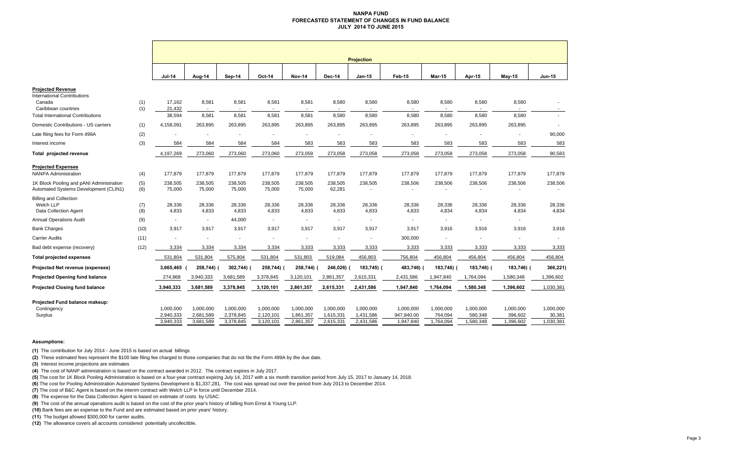# NANPA FUND
## FORECASTED STATEMENT OF CHANGES IN FUND BALANCE
### JULY 2014 TO JUNE 2015

| | | Projection | | | | | | | | | | | |
|---|---|---|---|---|---|---|---|---|---|---|---|---|---|
| | | Jul-14 | Aug-14 | Sep-14 | Oct-14 | Nov-14 | Dec-14 | Jan-15 | Feb-15 | Mar-15 | Apr-15 | May-15 | Jun-15 |
| **Projected Revenue** | | | | | | | | | | | | | |
| International Contributions | | | | | | | | | | | | | |
| Canada | (1) | 17,162 | 8,581 | 8,581 | 8,581 | 8,581 | 8,580 | 8,580 | 8,580 | 8,580 | 8,580 | 8,580 | - |
| Caribbean countries | (1) | 21,432 | - | - | - | - | - | - | - | - | - | - | - |
| Total International Contributions | | 38,594 | 8,581 | 8,581 | 8,581 | 8,581 | 8,580 | 8,580 | 8,580 | 8,580 | 8,580 | 8,580 | - |
| Domestic Contributions - US carriers | (1) | 4,158,091 | 263,895 | 263,895 | 263,895 | 263,895 | 263,895 | 263,895 | 263,895 | 263,895 | 263,895 | 263,895 | - |
| Late filing fees for Form 499A | (2) | - | - | - | - | - | - | - | - | - | - | - | 90,000 |
| Interest income | (3) | 584 | 584 | 584 | 584 | 583 | 583 | 583 | 583 | 583 | 583 | 583 | 583 |
| **Total projected revenue** | | 4,197,269 | 273,060 | 273,060 | 273,060 | 273,059 | 273,058 | 273,058 | 273,058 | 273,058 | 273,058 | 273,058 | 90,583 |
| **Projected Expenses** | | | | | | | | | | | | | |
| NANPA Administration | (4) | 177,879 | 177,879 | 177,879 | 177,879 | 177,879 | 177,879 | 177,879 | 177,879 | 177,879 | 177,879 | 177,879 | 177,879 |
| 1K Block Pooling and pANI Administration | (5) | 238,505 | 238,505 | 238,505 | 238,505 | 238,505 | 238,505 | 238,505 | 238,506 | 238,506 | 238,506 | 238,506 | 238,506 |
| Automated Systems Development (CLIN1) | (6) | 75,000 | 75,000 | 75,000 | 75,000 | 75,000 | 62,281 | - | - | - | - | - | - |
| Billing and Collection | | | | | | | | | | | | | |
| Welch LLP | (7) | 28,336 | 28,336 | 28,336 | 28,336 | 28,336 | 28,336 | 28,336 | 28,336 | 28,336 | 28,336 | 28,336 | 28,336 |
| Data Collection Agent | (8) | 4,833 | 4,833 | 4,833 | 4,833 | 4,833 | 4,833 | 4,833 | 4,833 | 4,834 | 4,834 | 4,834 | 4,834 |
| Annual Operations Audit | (9) | - | - | 44,000 | - | - | - | - | - | - | - | - | - |
| Bank Charges | (10) | 3,917 | 3,917 | 3,917 | 3,917 | 3,917 | 3,917 | 3,917 | 3,917 | 3,916 | 3,916 | 3,916 | 3,916 |
| Carrier Audits | (11) | - | - | - | - | - | - | - | 300,000 | - | - | - | - |
| Bad debt expense (recovery) | (12) | 3,334 | 3,334 | 3,334 | 3,334 | 3,333 | 3,333 | 3,333 | 3,333 | 3,333 | 3,333 | 3,333 | 3,333 |
| **Total projected expenses** | | 531,804 | 531,804 | 575,804 | 531,804 | 531,803 | 519,084 | 456,803 | 756,804 | 456,804 | 456,804 | 456,804 | 456,804 |
| **Projected Net revenue (expenses)** | | 3,665,465 | (258,744) | (302,744) | (258,744) | (258,744) | (246,026) | (183,745) | (483,746) | (183,746) | (183,746) | (183,746) | (366,221) |
| **Projected Opening fund balance** | | 274,868 | 3,940,333 | 3,681,589 | 3,378,845 | 3,120,101 | 2,861,357 | 2,615,331 | 2,431,586 | 1,947,840 | 1,764,094 | 1,580,348 | 1,396,602 |
| **Projected Closing fund balance** | | 3,940,333 | 3,681,589 | 3,378,845 | 3,120,101 | 2,861,357 | 2,615,331 | 2,431,586 | 1,947,840 | 1,764,094 | 1,580,348 | 1,396,602 | 1,030,381 |
| **Projected Fund balance makeup:** | | | | | | | | | | | | | |
| Contingency | | 1,000,000 | 1,000,000 | 1,000,000 | 1,000,000 | 1,000,000 | 1,000,000 | 1,000,000 | 1,000,000 | 1,000,000 | 1,000,000 | 1,000,000 | 1,000,000 |
| Surplus | | 2,940,333 | 2,681,589 | 2,378,845 | 2,120,101 | 1,861,357 | 1,615,331 | 1,431,586 | 947,840.00 | 764,094 | 580,348 | 396,602 | 30,381 |
| | | 3,940,333 | 3,681,589 | 3,378,845 | 3,120,101 | 2,861,357 | 2,615,331 | 2,431,586 | 1,947,840 | 1,764,094 | 1,580,348 | 1,396,602 | 1,030,381 |

**Assumptions:**

**(1)** The contribution for July 2014 - June 2015 is based on actual billings

**(2)** These estimated fees represent the $100 late filing fee charged to those companies that do not file the Form 499A by the due date.

**(3)** Interest income projections are estimates

**(4)** The cost of NANP administration is based on the contract awarded in 2012. The contract expires in July 2017.

**(5)** The cost for 1K Block Pooling Administration is based on a four-year contract expiring July 14, 2017 with a six month transition period from July 15, 2017 to January 14, 2018.

**(6)** The cost for Pooling Administration Automated Systems Development is $1,337,281. The cost was spread out over the period from July 2013 to December 2014.

**(7)** The cost of B&C Agent is based on the interim contract with Welch LLP in force until December 2014.

**(8)** The expense for the Data Collection Agent is based on estimate of costs by USAC.

**(9)** The cost of the annual operations audit is based on the cost of the prior year's history of billing from Ernst & Young LLP.

**(10)** Bank fees are an expense to the Fund and are estimated based on prior years' history.

**(11)** The budget allowed $300,000 for carrier audits.

**(12)** The allowance covers all accounts considered potentially uncollectible.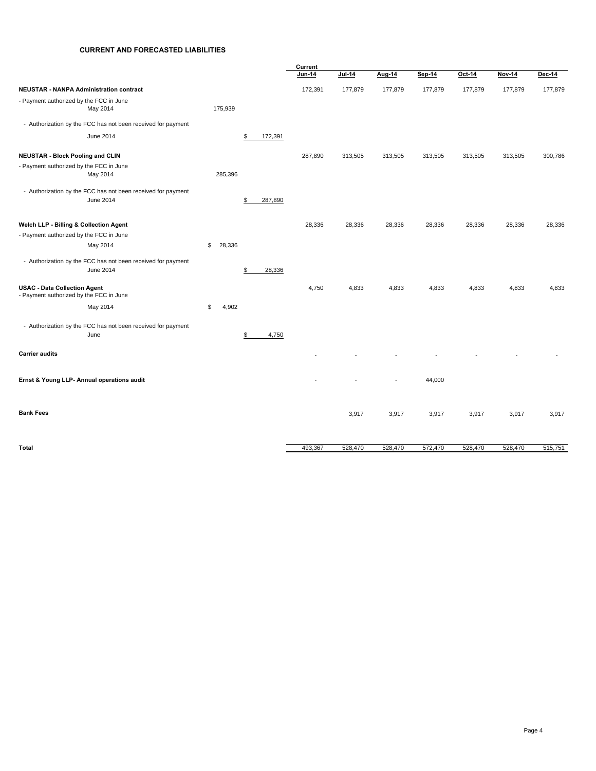### CURRENT AND FORECASTED LIABILITIES

| | | | Current Jun-14 | Jul-14 | Aug-14 | Sep-14 | Oct-14 | Nov-14 | Dec-14 |
|---|---|---|---|---|---|---|---|---|---|
| **NEUSTAR - NANPA Administration contract** | | | 172,391 | 177,879 | 177,879 | 177,879 | 177,879 | 177,879 | 177,879 |
| - Payment authorized by the FCC in June May 2014 | 175,939 | | | | | | | | |
| - Authorization by the FCC has not been received for payment June 2014 | | $ 172,391 | | | | | | | |
| **NEUSTAR - Block Pooling and CLIN** | | | 287,890 | 313,505 | 313,505 | 313,505 | 313,505 | 313,505 | 300,786 |
| - Payment authorized by the FCC in June May 2014 | 285,396 | | | | | | | | |
| - Authorization by the FCC has not been received for payment June 2014 | | $ 287,890 | | | | | | | |
| **Welch LLP - Billing & Collection Agent** | | | 28,336 | 28,336 | 28,336 | 28,336 | 28,336 | 28,336 | 28,336 |
| - Payment authorized by the FCC in June May 2014 | $ 28,336 | | | | | | | | |
| - Authorization by the FCC has not been received for payment June 2014 | | $ 28,336 | | | | | | | |
| **USAC - Data Collection Agent** | | | 4,750 | 4,833 | 4,833 | 4,833 | 4,833 | 4,833 | 4,833 |
| - Payment authorized by the FCC in June May 2014 | $ 4,902 | | | | | | | | |
| - Authorization by the FCC has not been received for payment June | | $ 4,750 | | | | | | | |
| **Carrier audits** | | | - | - | - | - | - | - | - |
| **Ernst & Young LLP- Annual operations audit** | | | - | - | - | 44,000 | | | |
| **Bank Fees** | | | | 3,917 | 3,917 | 3,917 | 3,917 | 3,917 | 3,917 |
| **Total** | | | 493,367 | 528,470 | 528,470 | 572,470 | 528,470 | 528,470 | 515,751 |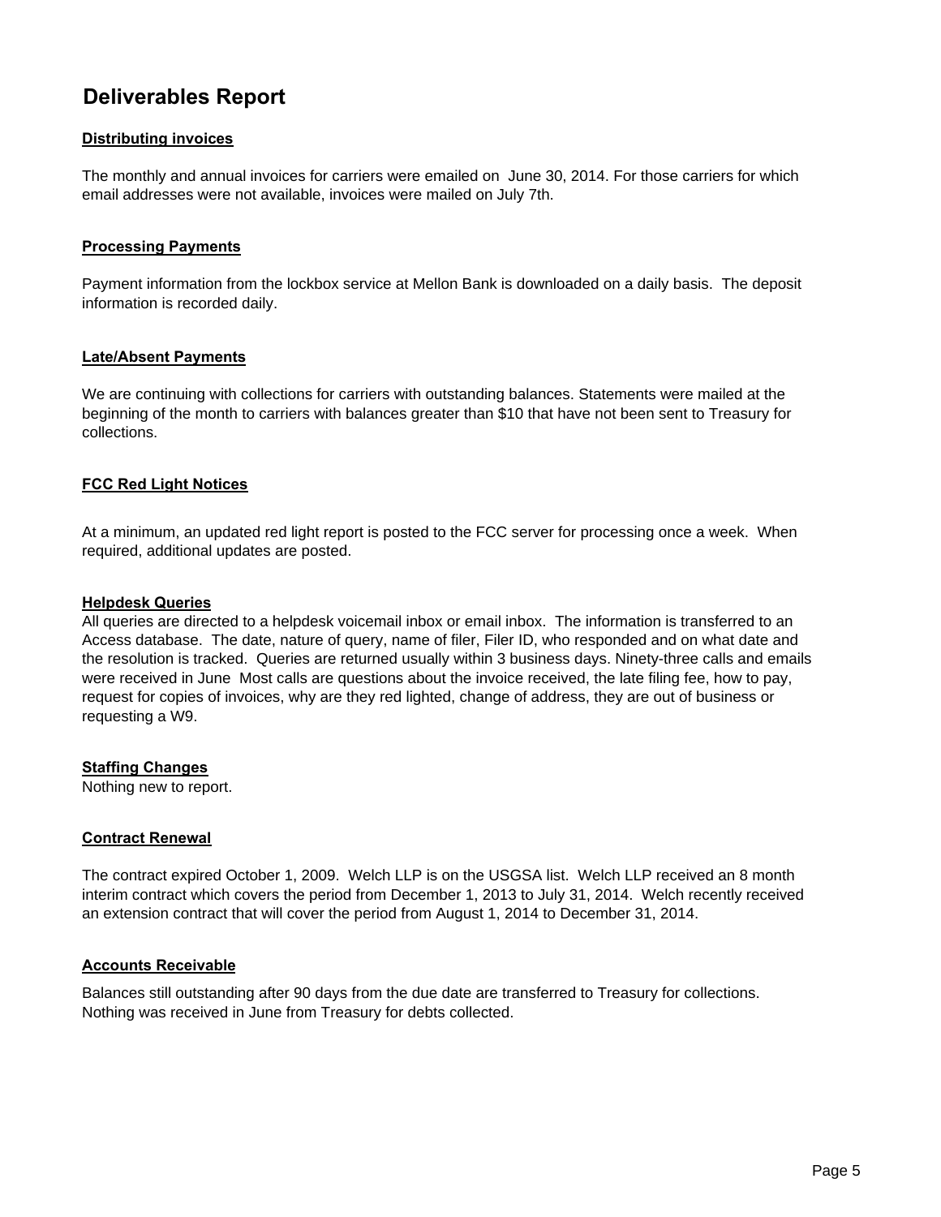# Deliverables Report

**Distributing invoices**

The monthly and annual invoices for carriers were emailed on June 30, 2014. For those carriers for which email addresses were not available, invoices were mailed on July 7th.

**Processing Payments**

Payment information from the lockbox service at Mellon Bank is downloaded on a daily basis. The deposit information is recorded daily.

**Late/Absent Payments**

We are continuing with collections for carriers with outstanding balances. Statements were mailed at the beginning of the month to carriers with balances greater than $10 that have not been sent to Treasury for collections.

**FCC Red Light Notices**

At a minimum, an updated red light report is posted to the FCC server for processing once a week. When required, additional updates are posted.

**Helpdesk Queries**

All queries are directed to a helpdesk voicemail inbox or email inbox. The information is transferred to an Access database. The date, nature of query, name of filer, Filer ID, who responded and on what date and the resolution is tracked. Queries are returned usually within 3 business days. Ninety-three calls and emails were received in June Most calls are questions about the invoice received, the late filing fee, how to pay, request for copies of invoices, why are they red lighted, change of address, they are out of business or requesting a W9.

**Staffing Changes**

Nothing new to report.

**Contract Renewal**

The contract expired October 1, 2009. Welch LLP is on the USGSA list. Welch LLP received an 8 month interim contract which covers the period from December 1, 2013 to July 31, 2014. Welch recently received an extension contract that will cover the period from August 1, 2014 to December 31, 2014.

**Accounts Receivable**

Balances still outstanding after 90 days from the due date are transferred to Treasury for collections. Nothing was received in June from Treasury for debts collected.